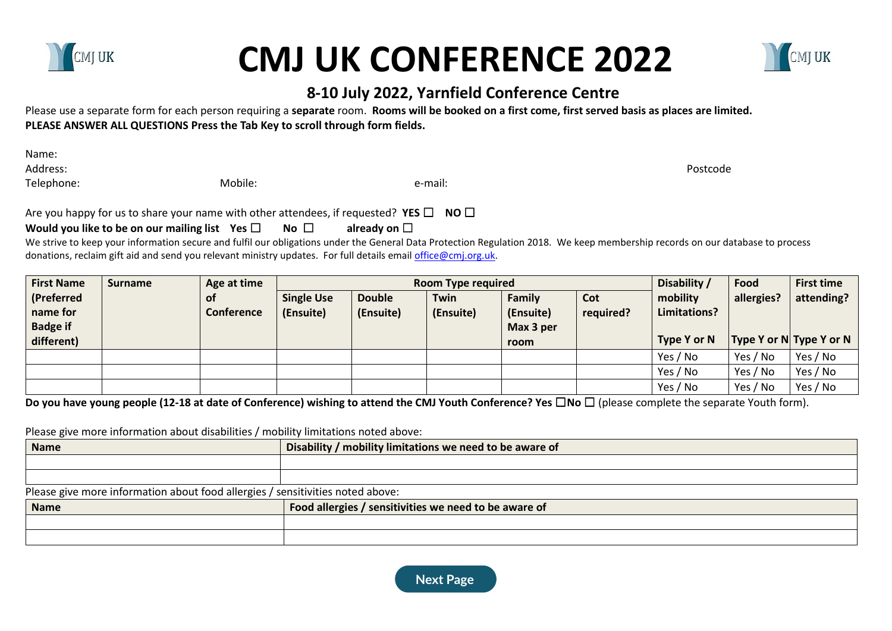# CMJ UK CONFERENCE 2022

## 8-10 July 2022, Yarnfield Conference Centre

Please use a separate form for each person requiring a **separate** room. **Rooms will be booked on a first come, first served basis as places are limited.**
**PLEASE ANSWER ALL QUESTIONS Press the Tab Key to scroll through form fields.**

Name:
Address: Postcode
Telephone: Mobile: e-mail:

Are you happy for us to share your name with other attendees, if requested? **YES** ☐ **NO** ☐
**Would you like to be on our mailing list Yes** ☐ **No** ☐ **already on** ☐
We strive to keep your information secure and fulfil our obligations under the General Data Protection Regulation 2018. We keep membership records on our database to process donations, reclaim gift aid and send you relevant ministry updates. For full details email office@cmj.org.uk.

| First Name (Preferred name for Badge if different) | Surname | Age at time of Conference | Room Type required | | | | | Disability / mobility Limitations? Type Y or N | Food allergies? Type Y or N | First time attending? Type Y or N |
|---|---|---|---|---|---|---|---|---|---|---|
| | | | Single Use (Ensuite) | Double (Ensuite) | Twin (Ensuite) | Family (Ensuite) Max 3 per room | Cot required? | | | |
| | | | | | | | | Yes / No | Yes / No | Yes / No |
| | | | | | | | | Yes / No | Yes / No | Yes / No |
| | | | | | | | | Yes / No | Yes / No | Yes / No |

**Do you have young people (12-18 at date of Conference) wishing to attend the CMJ Youth Conference? Yes** ☐**No** ☐ (please complete the separate Youth form).

Please give more information about disabilities / mobility limitations noted above:

| Name | Disability / mobility limitations we need to be aware of |
|---|---|
| | |
| | |

Please give more information about food allergies / sensitivities noted above:

| Name | Food allergies / sensitivities we need to be aware of |
|---|---|
| | |
| | |

Next Page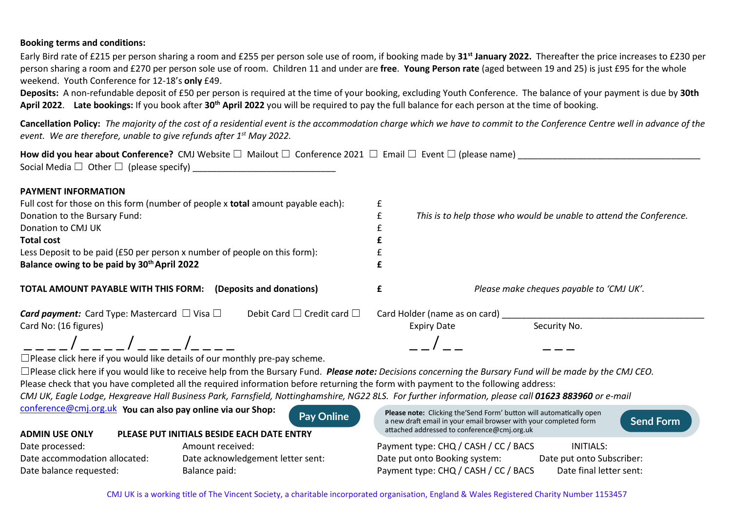**Booking terms and conditions:**

Early Bird rate of £215 per person sharing a room and £255 per person sole use of room, if booking made by **31st January 2022.** Thereafter the price increases to £230 per person sharing a room and £270 per person sole use of room. Children 11 and under are **free**. **Young Person rate** (aged between 19 and 25) is just £95 for the whole weekend. Youth Conference for 12-18's **only** £49.

**Deposits:** A non-refundable deposit of £50 per person is required at the time of your booking, excluding Youth Conference. The balance of your payment is due by **30th April 2022**. **Late bookings:** If you book after **30th April 2022** you will be required to pay the full balance for each person at the time of booking.

**Cancellation Policy:** *The majority of the cost of a residential event is the accommodation charge which we have to commit to the Conference Centre well in advance of the event. We are therefore, unable to give refunds after 1st May 2022.*

**How did you hear about Conference?** CMJ Website ☐ Mailout ☐ Conference 2021 ☐ Email ☐ Event ☐ (please name) ____________________________________
Social Media ☐ Other ☐ (please specify) ____________________________

**PAYMENT INFORMATION**

| | | |
|---|---|---|
| Full cost for those on this form (number of people x **total** amount payable each): | £ | |
| Donation to the Bursary Fund: | £ | *This is to help those who would be unable to attend the Conference.* |
| Donation to CMJ UK | £ | |
| **Total cost** | **£** | |
| Less Deposit to be paid (£50 per person x number of people on this form): | £ | |
| **Balance owing to be paid by 30th April 2022** | **£** | |
| **TOTAL AMOUNT PAYABLE WITH THIS FORM: (Deposits and donations)** | **£** | *Please make cheques payable to 'CMJ UK'.* |

***Card payment:*** Card Type: Mastercard ☐ Visa ☐ Debit Card ☐ Credit card ☐ Card Holder (name as on card) ________________________________________

Card No: (16 figures) _ _ _ _ / _ _ _ _ / _ _ _ _ /_ _ _ _

Expiry Date _ _ / _ _

Security No. _ _ _

☐Please click here if you would like details of our monthly pre-pay scheme.

☐Please click here if you would like to receive help from the Bursary Fund. ***Please note:*** *Decisions concerning the Bursary Fund will be made by the CMJ CEO.*

Please check that you have completed all the required information before returning the form with payment to the following address:

*CMJ UK, Eagle Lodge, Hexgreave Hall Business Park, Farnsfield, Nottinghamshire, NG22 8LS. For further information, please call **01623 883960** or e-mail* conference@cmj.org.uk **You can also pay online via our Shop:** Pay Online

**Please note:** Clicking the'Send Form' button will automatically open a new draft email in your email browser with your completed form attached addressed to conference@cmj.org.uk Send Form

**ADMIN USE ONLY** **PLEASE PUT INITIALS BESIDE EACH DATE ENTRY**

| | | | |
|---|---|---|---|
| Date processed: | Amount received: | Payment type: CHQ / CASH / CC / BACS | INITIALS: |
| Date accommodation allocated: | Date acknowledgement letter sent: | Date put onto Booking system: | Date put onto Subscriber: |
| Date balance requested: | Balance paid: | Payment type: CHQ / CASH / CC / BACS | Date final letter sent: |

CMJ UK is a working title of The Vincent Society, a charitable incorporated organisation, England & Wales Registered Charity Number 1153457